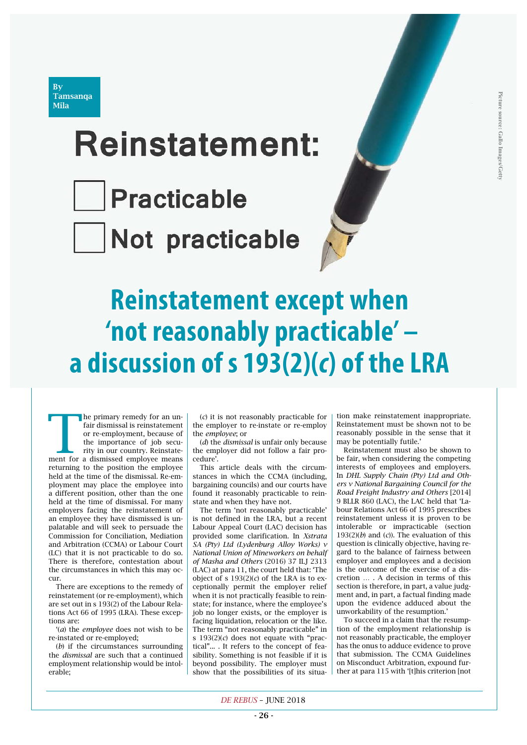By Tamsanqa Mila

Reinstatement:

Practicable

Not practicable

# Reinstatement except when 'not reasonably practicable' – a discussion of s 193(2)(*c*) of the LRA

The primary remedy for an unfair dismissal is reinstatement or re-employment, because of the importance of job security in our country. Reinstatement for a dismissed employee means returning to the position the employee held at the time of the dismissal. Re-employment may place the employee into a different position, other than the one held at the time of dismissal. For many employers facing the reinstatement of an employee they have dismissed is unpalatable and will seek to persuade the Commission for Conciliation, Mediation and Arbitration (CCMA) or Labour Court (LC) that it is not practicable to do so. There is therefore, contestation about the circumstances in which this may occur.

There are exceptions to the remedy of reinstatement (or re-employment), which are set out in s 193(2) of the Labour Relations Act 66 of 1995 (LRA). These exceptions are:

'(*a*) the *employee* does not wish to be re-instated or re-employed;

(*b*) if the circumstances surrounding the *dismissal* are such that a continued employment relationship would be intolerable;

(*c*) it is not reasonably practicable for the employer to re-instate or re-employ the *employee*; or

(*d*) the *dismissal* is unfair only because the employer did not follow a fair procedure'.

This article deals with the circumstances in which the CCMA (including, bargaining councils) and our courts have found it reasonably practicable to reinstate and when they have not.

The term 'not reasonably practicable' is not defined in the LRA, but a recent Labour Appeal Court (LAC) decision has provided some clarification. In *Xstrata SA (Pty) Ltd (Lydenburg Alloy Works) v National Union of Mineworkers on behalf of Masha and Others* (2016) 37 ILJ 2313 (LAC) at para 11, the court held that: 'The object of s 193(2)(*c*) of the LRA is to exceptionally permit the employer relief when it is not practically feasible to reinstate; for instance, where the employee's job no longer exists, or the employer is facing liquidation, relocation or the like. The term "not reasonably practicable" in s 193(2)(*c*) does not equate with "practical"… . It refers to the concept of feasibility. Something is not feasible if it is beyond possibility. The employer must show that the possibilities of its situation make reinstatement inappropriate. Reinstatement must be shown not to be reasonably possible in the sense that it may be potentially futile.'

Reinstatement must also be shown to be fair, when considering the competing interests of employees and employers. In *DHL Supply Chain (Pty) Ltd and Others v National Bargaining Council for the Road Freight Industry and Others* [2014] 9 BLLR 860 (LAC), the LAC held that 'Labour Relations Act 66 of 1995 prescribes reinstatement unless it is proven to be intolerable or impracticable (section 193(2)(*b*) and (*c*)). The evaluation of this question is clinically objective, having regard to the balance of fairness between employer and employees and a decision is the outcome of the exercise of a discretion … . A decision in terms of this section is therefore, in part, a value judgment and, in part, a factual finding made upon the evidence adduced about the unworkability of the resumption.'

To succeed in a claim that the resumption of the employment relationship is not reasonably practicable, the employer has the onus to adduce evidence to prove that submission. The CCMA Guidelines on Misconduct Arbitration, expound further at para 115 with '[t]his criterion [not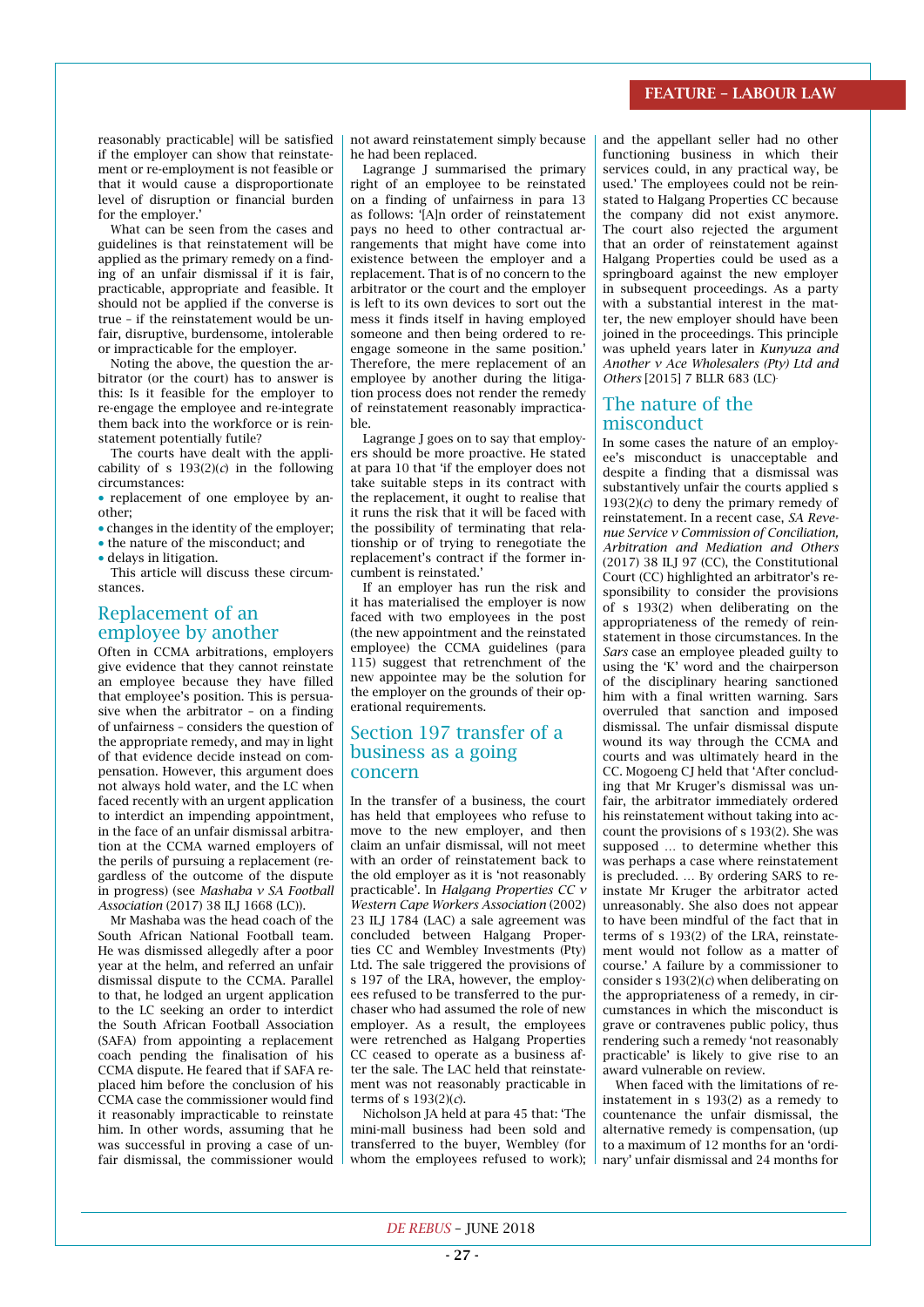reasonably practicable] will be satisfied if the employer can show that reinstatement or re-employment is not feasible or that it would cause a disproportionate level of disruption or financial burden for the employer.'

What can be seen from the cases and guidelines is that reinstatement will be applied as the primary remedy on a finding of an unfair dismissal if it is fair, practicable, appropriate and feasible. It should not be applied if the converse is true – if the reinstatement would be unfair, disruptive, burdensome, intolerable or impracticable for the employer.

Noting the above, the question the arbitrator (or the court) has to answer is this: Is it feasible for the employer to re-engage the employee and re-integrate them back into the workforce or is reinstatement potentially futile?

The courts have dealt with the applicability of s 193(2)(*c*) in the following circumstances:

- replacement of one employee by another;
- changes in the identity of the employer;
- the nature of the misconduct; and
- delays in litigation.

This article will discuss these circumstances.

## Replacement of an employee by another

Often in CCMA arbitrations, employers give evidence that they cannot reinstate an employee because they have filled that employee's position. This is persuasive when the arbitrator – on a finding of unfairness – considers the question of the appropriate remedy, and may in light of that evidence decide instead on compensation. However, this argument does not always hold water, and the LC when faced recently with an urgent application to interdict an impending appointment, in the face of an unfair dismissal arbitration at the CCMA warned employers of the perils of pursuing a replacement (regardless of the outcome of the dispute in progress) (see *Mashaba v SA Football Association* (2017) 38 ILJ 1668 (LC)).

Mr Mashaba was the head coach of the South African National Football team. He was dismissed allegedly after a poor year at the helm, and referred an unfair dismissal dispute to the CCMA. Parallel to that, he lodged an urgent application to the LC seeking an order to interdict the South African Football Association (SAFA) from appointing a replacement coach pending the finalisation of his CCMA dispute. He feared that if SAFA replaced him before the conclusion of his CCMA case the commissioner would find it reasonably impracticable to reinstate him. In other words, assuming that he was successful in proving a case of unfair dismissal, the commissioner would not award reinstatement simply because he had been replaced.

Lagrange J summarised the primary right of an employee to be reinstated on a finding of unfairness in para 13 as follows: '[A]n order of reinstatement pays no heed to other contractual arrangements that might have come into existence between the employer and a replacement. That is of no concern to the arbitrator or the court and the employer is left to its own devices to sort out the mess it finds itself in having employed someone and then being ordered to re-engage someone in the same position.' Therefore, the mere replacement of an employee by another during the litigation process does not render the remedy of reinstatement reasonably impracticable.

Lagrange J goes on to say that employers should be more proactive. He stated at para 10 that 'if the employer does not take suitable steps in its contract with the replacement, it ought to realise that it runs the risk that it will be faced with the possibility of terminating that relationship or of trying to renegotiate the replacement's contract if the former incumbent is reinstated.'

If an employer has run the risk and it has materialised the employer is now faced with two employees in the post (the new appointment and the reinstated employee) the CCMA guidelines (para 115) suggest that retrenchment of the new appointee may be the solution for the employer on the grounds of their operational requirements.

## Section 197 transfer of a business as a going concern

In the transfer of a business, the court has held that employees who refuse to move to the new employer, and then claim an unfair dismissal, will not meet with an order of reinstatement back to the old employer as it is 'not reasonably practicable'. In *Halgang Properties CC v Western Cape Workers Association* (2002) 23 ILJ 1784 (LAC) a sale agreement was concluded between Halgang Properties CC and Wembley Investments (Pty) Ltd. The sale triggered the provisions of s 197 of the LRA, however, the employees refused to be transferred to the purchaser who had assumed the role of new employer. As a result, the employees were retrenched as Halgang Properties CC ceased to operate as a business after the sale. The LAC held that reinstatement was not reasonably practicable in terms of s 193(2)(*c*).

Nicholson JA held at para 45 that: 'The mini-mall business had been sold and transferred to the buyer, Wembley (for whom the employees refused to work); and the appellant seller had no other functioning business in which their services could, in any practical way, be used.' The employees could not be reinstated to Halgang Properties CC because the company did not exist anymore. The court also rejected the argument that an order of reinstatement against Halgang Properties could be used as a springboard against the new employer in subsequent proceedings. As a party with a substantial interest in the matter, the new employer should have been joined in the proceedings. This principle was upheld years later in *Kunyuza and Another v Ace Wholesalers (Pty) Ltd and Others* [2015] 7 BLLR 683 (LC).

## The nature of the misconduct

In some cases the nature of an employee's misconduct is unacceptable and despite a finding that a dismissal was substantively unfair the courts applied s 193(2)(*c*) to deny the primary remedy of reinstatement. In a recent case, *SA Revenue Service v Commission of Conciliation, Arbitration and Mediation and Others* (2017) 38 ILJ 97 (CC), the Constitutional Court (CC) highlighted an arbitrator's responsibility to consider the provisions of s 193(2) when deliberating on the appropriateness of the remedy of reinstatement in those circumstances. In the *Sars* case an employee pleaded guilty to using the 'K' word and the chairperson of the disciplinary hearing sanctioned him with a final written warning. Sars overruled that sanction and imposed dismissal. The unfair dismissal dispute wound its way through the CCMA and courts and was ultimately heard in the CC. Mogoeng CJ held that 'After concluding that Mr Kruger's dismissal was unfair, the arbitrator immediately ordered his reinstatement without taking into account the provisions of s 193(2). She was supposed … to determine whether this was perhaps a case where reinstatement is precluded. … By ordering SARS to reinstate Mr Kruger the arbitrator acted unreasonably. She also does not appear to have been mindful of the fact that in terms of s 193(2) of the LRA, reinstatement would not follow as a matter of course.' A failure by a commissioner to consider s 193(2)(*c*) when deliberating on the appropriateness of a remedy, in circumstances in which the misconduct is grave or contravenes public policy, thus rendering such a remedy 'not reasonably practicable' is likely to give rise to an award vulnerable on review.

When faced with the limitations of reinstatement in s 193(2) as a remedy to countenance the unfair dismissal, the alternative remedy is compensation, (up to a maximum of 12 months for an 'ordinary' unfair dismissal and 24 months for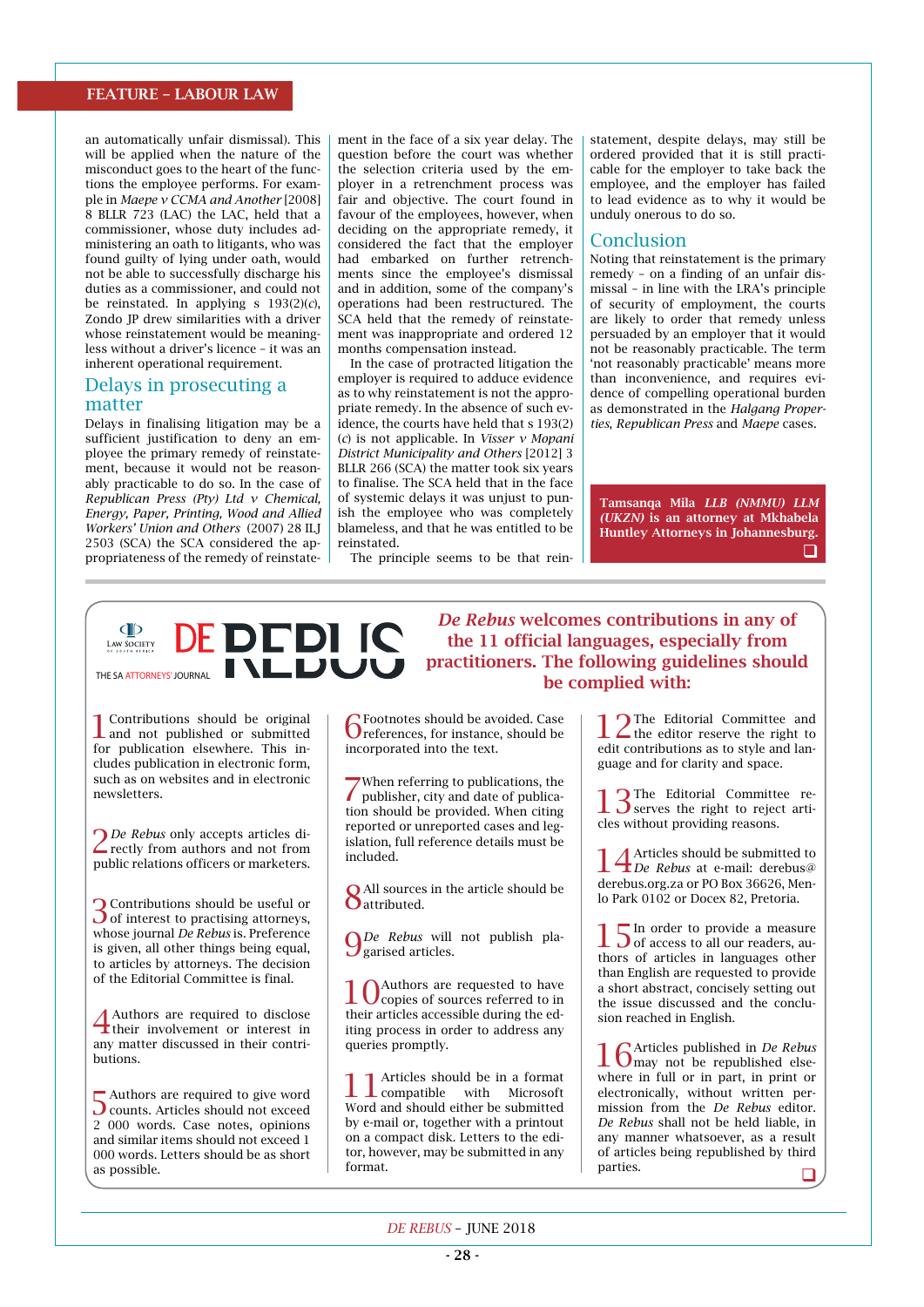an automatically unfair dismissal). This will be applied when the nature of the misconduct goes to the heart of the functions the employee performs. For example in *Maepe v CCMA and Another* [2008] 8 BLLR 723 (LAC) the LAC, held that a commissioner, whose duty includes administering an oath to litigants, who was found guilty of lying under oath, would not be able to successfully discharge his duties as a commissioner, and could not be reinstated. In applying s 193(2)(*c*), Zondo JP drew similarities with a driver whose reinstatement would be meaningless without a driver's licence – it was an inherent operational requirement.

## Delays in prosecuting a matter

Delays in finalising litigation may be a sufficient justification to deny an employee the primary remedy of reinstatement, because it would not be reasonably practicable to do so. In the case of *Republican Press (Pty) Ltd v Chemical, Energy, Paper, Printing, Wood and Allied Workers' Union and Others* (2007) 28 ILJ 2503 (SCA) the SCA considered the appropriateness of the remedy of reinstatement in the face of a six year delay. The question before the court was whether the selection criteria used by the employer in a retrenchment process was fair and objective. The court found in favour of the employees, however, when deciding on the appropriate remedy, it considered the fact that the employer had embarked on further retrenchments since the employee's dismissal and in addition, some of the company's operations had been restructured. The SCA held that the remedy of reinstatement was inappropriate and ordered 12 months compensation instead.

In the case of protracted litigation the employer is required to adduce evidence as to why reinstatement is not the appropriate remedy. In the absence of such evidence, the courts have held that s 193(2)(*c*) is not applicable. In *Visser v Mopani District Municipality and Others* [2012] 3 BLLR 266 (SCA) the matter took six years to finalise. The SCA held that in the face of systemic delays it was unjust to punish the employee who was completely blameless, and that he was entitled to be reinstated.

The principle seems to be that reinstatement, despite delays, may still be ordered provided that it is still practicable for the employer to take back the employee, and the employer has failed to lead evidence as to why it would be unduly onerous to do so.

## Conclusion

Noting that reinstatement is the primary remedy – on a finding of an unfair dismissal – in line with the LRA's principle of security of employment, the courts are likely to order that remedy unless persuaded by an employer that it would not be reasonably practicable. The term 'not reasonably practicable' means more than inconvenience, and requires evidence of compelling operational burden as demonstrated in the *Halgang Properties*, *Republican Press* and *Maepe* cases.

**Tamsanqa Mila *LLB (NMMU) LLM (UKZN)* is an attorney at Mkhabela Huntley Attorneys in Johannesburg.** ❑

---

LAW SOCIETY OF SOUTH AFRICA

DE REBUS

THE SA ATTORNEYS' JOURNAL

## *De Rebus* welcomes contributions in any of the 11 official languages, especially from practitioners. The following guidelines should be complied with:

1. Contributions should be original and not published or submitted for publication elsewhere. This includes publication in electronic form, such as on websites and in electronic newsletters.

2. *De Rebus* only accepts articles directly from authors and not from public relations officers or marketers.

3. Contributions should be useful or of interest to practising attorneys, whose journal *De Rebus* is. Preference is given, all other things being equal, to articles by attorneys. The decision of the Editorial Committee is final.

4. Authors are required to disclose their involvement or interest in any matter discussed in their contributions.

5. Authors are required to give word counts. Articles should not exceed 2 000 words. Case notes, opinions and similar items should not exceed 1 000 words. Letters should be as short as possible.

6. Footnotes should be avoided. Case references, for instance, should be incorporated into the text.

7. When referring to publications, the publisher, city and date of publication should be provided. When citing reported or unreported cases and legislation, full reference details must be included.

8. All sources in the article should be attributed.

9. *De Rebus* will not publish plagarised articles.

10. Authors are requested to have copies of sources referred to in their articles accessible during the editing process in order to address any queries promptly.

11. Articles should be in a format compatible with Microsoft Word and should either be submitted by e-mail or, together with a printout on a compact disk. Letters to the editor, however, may be submitted in any format.

12. The Editorial Committee and the editor reserve the right to edit contributions as to style and language and for clarity and space.

13. The Editorial Committee reserves the right to reject articles without providing reasons.

14. Articles should be submitted to *De Rebus* at e-mail: derebus@derebus.org.za or PO Box 36626, Menlo Park 0102 or Docex 82, Pretoria.

15. In order to provide a measure of access to all our readers, authors of articles in languages other than English are requested to provide a short abstract, concisely setting out the issue discussed and the conclusion reached in English.

16. Articles published in *De Rebus* may not be republished elsewhere in full or in part, in print or electronically, without written permission from the *De Rebus* editor. *De Rebus* shall not be held liable, in any manner whatsoever, as a result of articles being republished by third parties. ❑